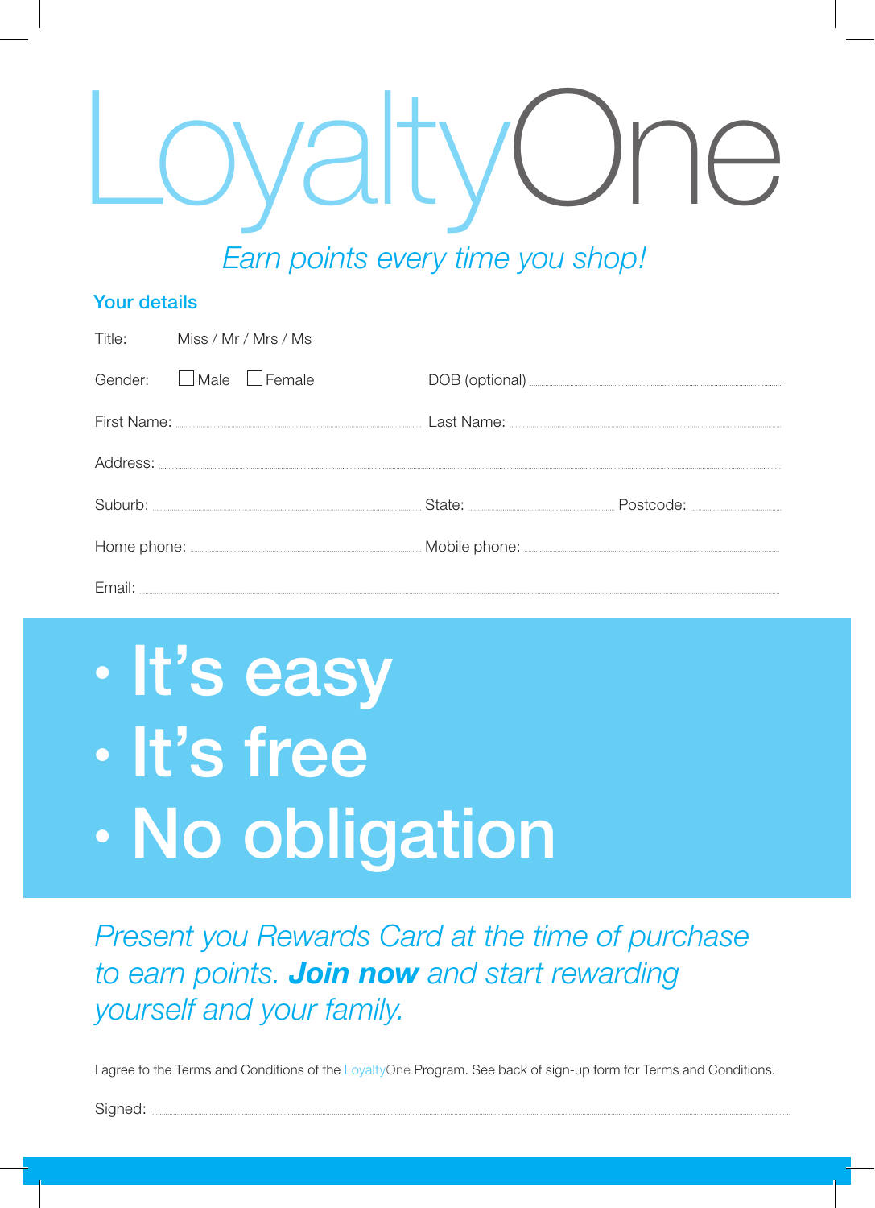# LoyaltyOne

*Earn points every time you shop!*

## Your details

Title: Miss / Mr / Mrs / Ms

Gender: ☐ Male ☐ Female DOB (optional) ..........

First Name: .......... Last Name: ..........

Address: ..........

Suburb: .......... State: .......... Postcode: ..........

Home phone: .......... Mobile phone: ..........

Email: ..........

- **It's easy**
- **It's free**
- **No obligation**

*Present you Rewards Card at the time of purchase to earn points.* ***Join now*** *and start rewarding yourself and your family.*

I agree to the Terms and Conditions of the LoyaltyOne Program. See back of sign-up form for Terms and Conditions.

Signed: ..........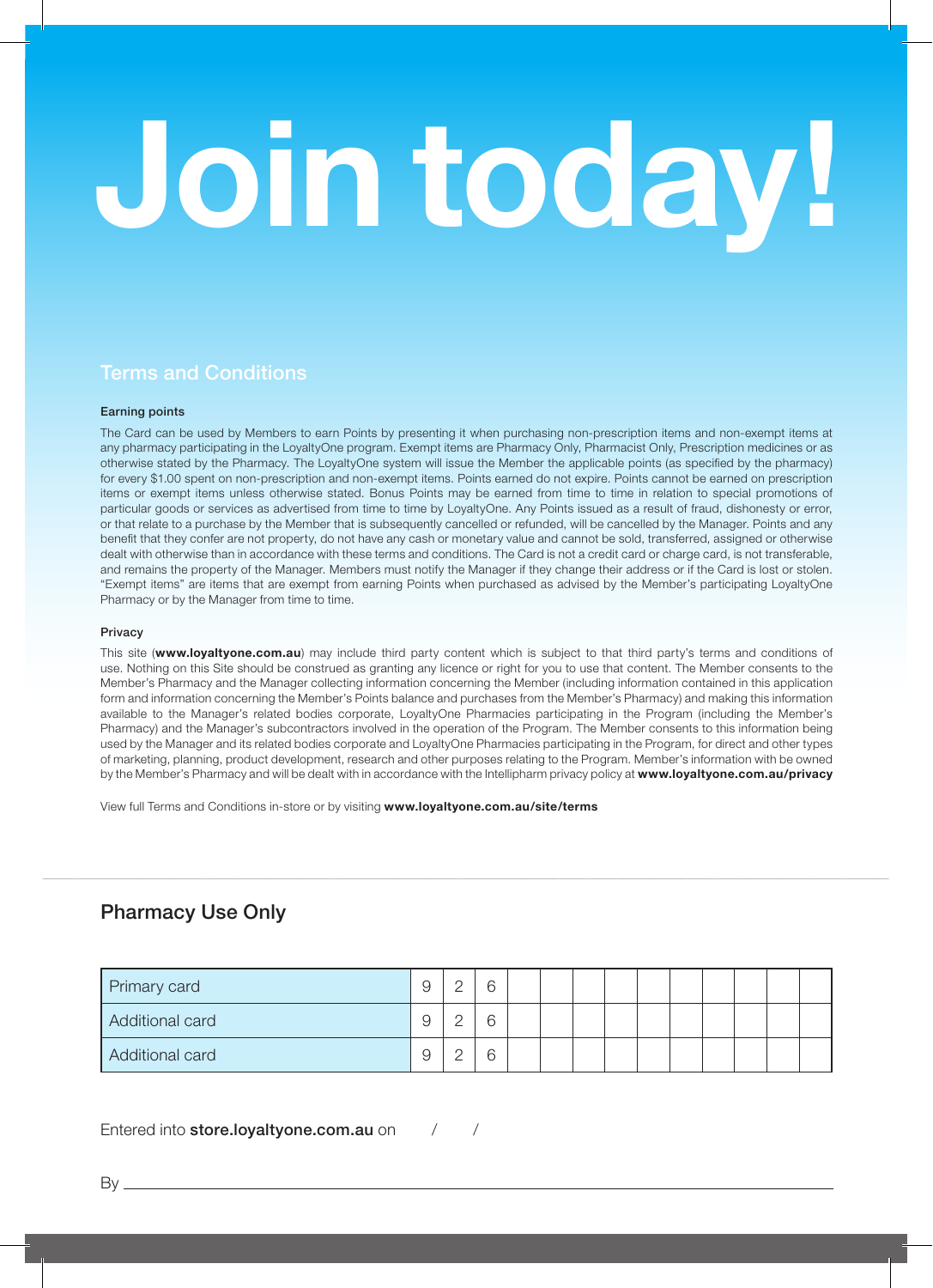# Join today!

## Terms and Conditions

### Earning points

The Card can be used by Members to earn Points by presenting it when purchasing non-prescription items and non-exempt items at any pharmacy participating in the LoyaltyOne program. Exempt items are Pharmacy Only, Pharmacist Only, Prescription medicines or as otherwise stated by the Pharmacy. The LoyaltyOne system will issue the Member the applicable points (as specified by the pharmacy) for every $1.00 spent on non-prescription and non-exempt items. Points earned do not expire. Points cannot be earned on prescription items or exempt items unless otherwise stated. Bonus Points may be earned from time to time in relation to special promotions of particular goods or services as advertised from time to time by LoyaltyOne. Any Points issued as a result of fraud, dishonesty or error, or that relate to a purchase by the Member that is subsequently cancelled or refunded, will be cancelled by the Manager. Points and any benefit that they confer are not property, do not have any cash or monetary value and cannot be sold, transferred, assigned or otherwise dealt with otherwise than in accordance with these terms and conditions. The Card is not a credit card or charge card, is not transferable, and remains the property of the Manager. Members must notify the Manager if they change their address or if the Card is lost or stolen. "Exempt items" are items that are exempt from earning Points when purchased as advised by the Member's participating LoyaltyOne Pharmacy or by the Manager from time to time.

### Privacy

This site (**www.loyaltyone.com.au**) may include third party content which is subject to that third party's terms and conditions of use. Nothing on this Site should be construed as granting any licence or right for you to use that content. The Member consents to the Member's Pharmacy and the Manager collecting information concerning the Member (including information contained in this application form and information concerning the Member's Points balance and purchases from the Member's Pharmacy) and making this information available to the Manager's related bodies corporate, LoyaltyOne Pharmacies participating in the Program (including the Member's Pharmacy) and the Manager's subcontractors involved in the operation of the Program. The Member consents to this information being used by the Manager and its related bodies corporate and LoyaltyOne Pharmacies participating in the Program, for direct and other types of marketing, planning, product development, research and other purposes relating to the Program. Member's information with be owned by the Member's Pharmacy and will be dealt with in accordance with the Intellipharm privacy policy at **www.loyaltyone.com.au/privacy**

View full Terms and Conditions in-store or by visiting **www.loyaltyone.com.au/site/terms**

## Pharmacy Use Only

| | | | | | | | | | | | | | |
|---|---|---|---|---|---|---|---|---|---|---|---|---|---|
| Primary card | 9 | 2 | 6 | | | | | | | | | | |
| Additional card | 9 | 2 | 6 | | | | | | | | | | |
| Additional card | 9 | 2 | 6 | | | | | | | | | | |

Entered into **store.loyaltyone.com.au** on / /

By ____________________